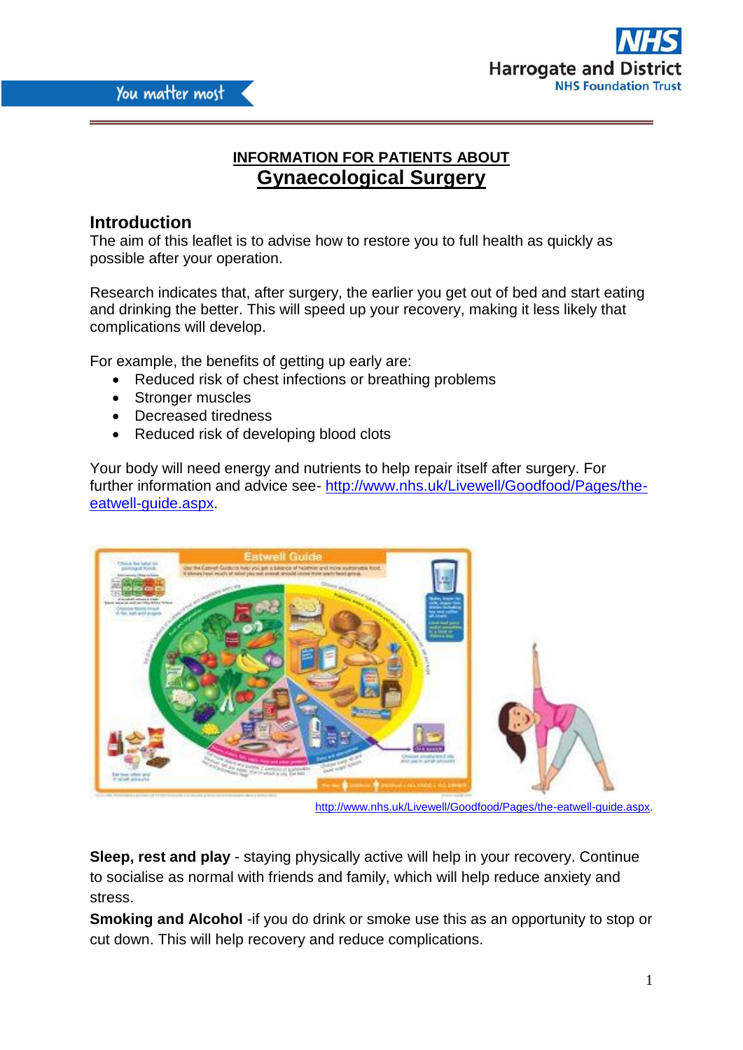## INFORMATION FOR PATIENTS ABOUT

# Gynaecological Surgery

## Introduction

The aim of this leaflet is to advise how to restore you to full health as quickly as possible after your operation.

Research indicates that, after surgery, the earlier you get out of bed and start eating and drinking the better. This will speed up your recovery, making it less likely that complications will develop.

For example, the benefits of getting up early are:

- Reduced risk of chest infections or breathing problems
- Stronger muscles
- Decreased tiredness
- Reduced risk of developing blood clots

Your body will need energy and nutrients to help repair itself after surgery. For further information and advice see- http://www.nhs.uk/Livewell/Goodfood/Pages/the-eatwell-guide.aspx.

http://www.nhs.uk/Livewell/Goodfood/Pages/the-eatwell-guide.aspx.

**Sleep, rest and play** - staying physically active will help in your recovery. Continue to socialise as normal with friends and family, which will help reduce anxiety and stress.

**Smoking and Alcohol** -if you do drink or smoke use this as an opportunity to stop or cut down. This will help recovery and reduce complications.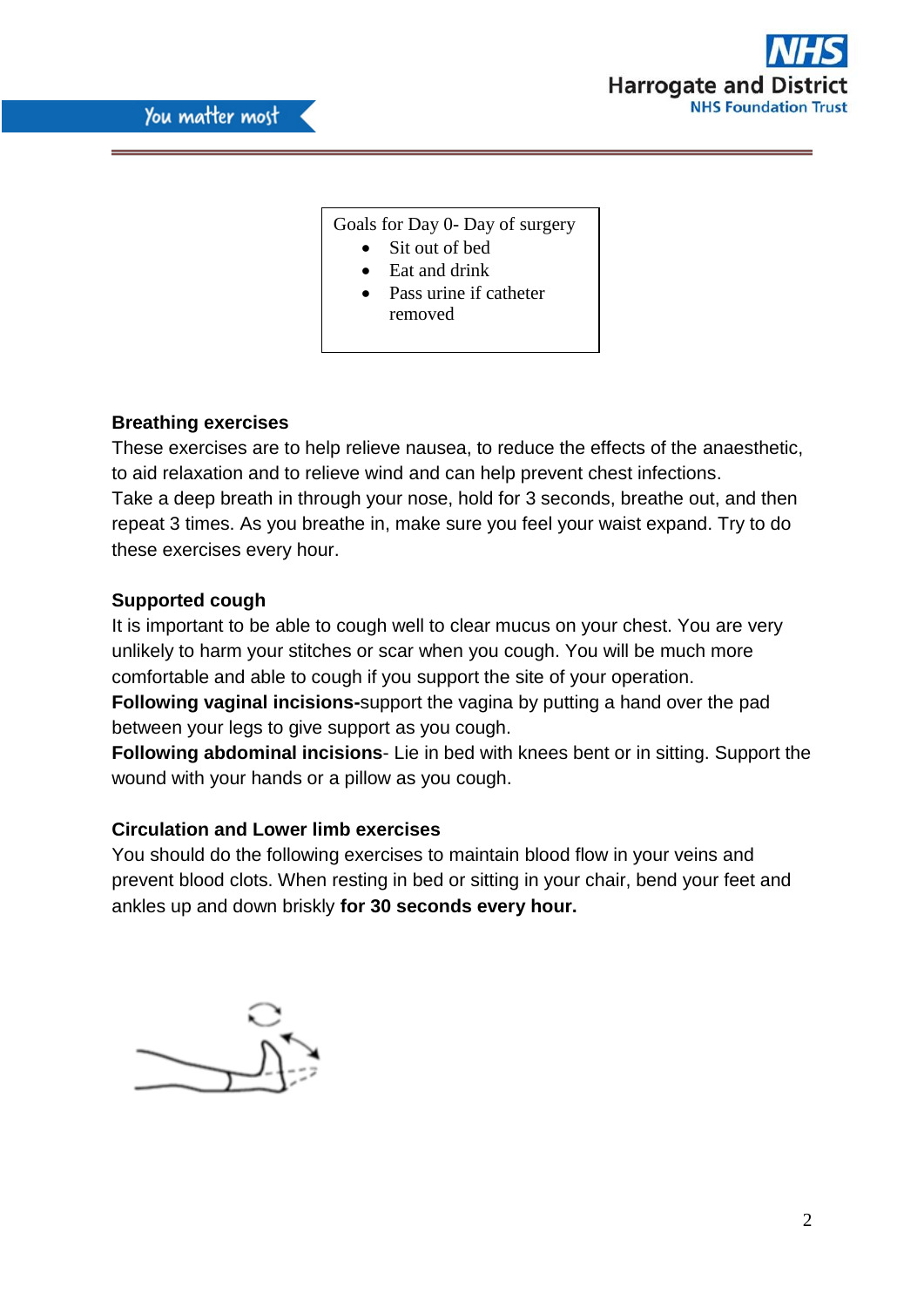Goals for Day 0- Day of surgery

- Sit out of bed
- Eat and drink
- Pass urine if catheter removed

**Breathing exercises**

These exercises are to help relieve nausea, to reduce the effects of the anaesthetic, to aid relaxation and to relieve wind and can help prevent chest infections.
Take a deep breath in through your nose, hold for 3 seconds, breathe out, and then repeat 3 times. As you breathe in, make sure you feel your waist expand. Try to do these exercises every hour.

**Supported cough**

It is important to be able to cough well to clear mucus on your chest. You are very unlikely to harm your stitches or scar when you cough. You will be much more comfortable and able to cough if you support the site of your operation.
**Following vaginal incisions-**support the vagina by putting a hand over the pad between your legs to give support as you cough.
**Following abdominal incisions**- Lie in bed with knees bent or in sitting. Support the wound with your hands or a pillow as you cough.

**Circulation and Lower limb exercises**

You should do the following exercises to maintain blood flow in your veins and prevent blood clots. When resting in bed or sitting in your chair, bend your feet and ankles up and down briskly **for 30 seconds every hour.**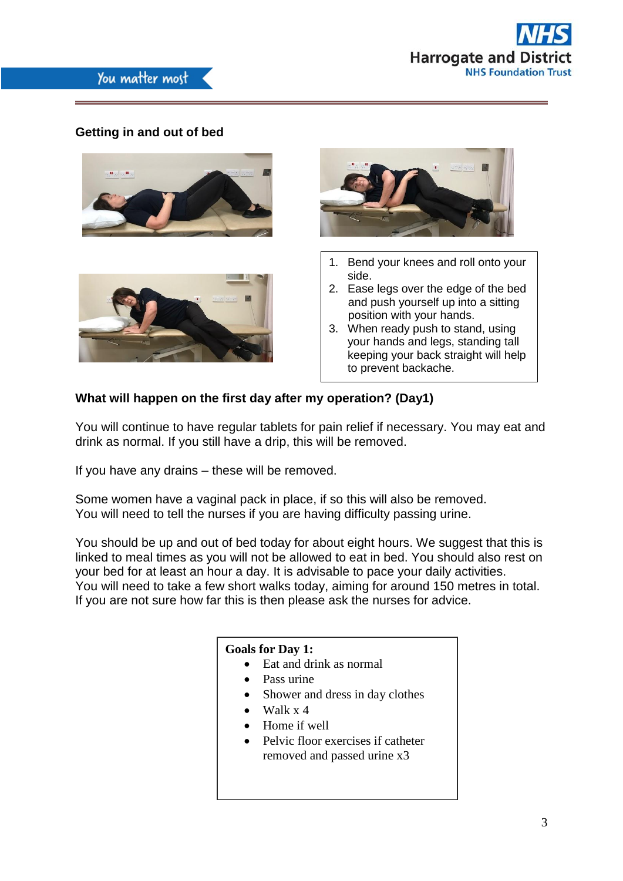## Getting in and out of bed

1. Bend your knees and roll onto your side.
2. Ease legs over the edge of the bed and push yourself up into a sitting position with your hands.
3. When ready push to stand, using your hands and legs, standing tall keeping your back straight will help to prevent backache.

## What will happen on the first day after my operation? (Day1)

You will continue to have regular tablets for pain relief if necessary. You may eat and drink as normal. If you still have a drip, this will be removed.

If you have any drains – these will be removed.

Some women have a vaginal pack in place, if so this will also be removed. You will need to tell the nurses if you are having difficulty passing urine.

You should be up and out of bed today for about eight hours. We suggest that this is linked to meal times as you will not be allowed to eat in bed. You should also rest on your bed for at least an hour a day. It is advisable to pace your daily activities. You will need to take a few short walks today, aiming for around 150 metres in total. If you are not sure how far this is then please ask the nurses for advice.

**Goals for Day 1:**

- Eat and drink as normal
- Pass urine
- Shower and dress in day clothes
- Walk x 4
- Home if well
- Pelvic floor exercises if catheter removed and passed urine x3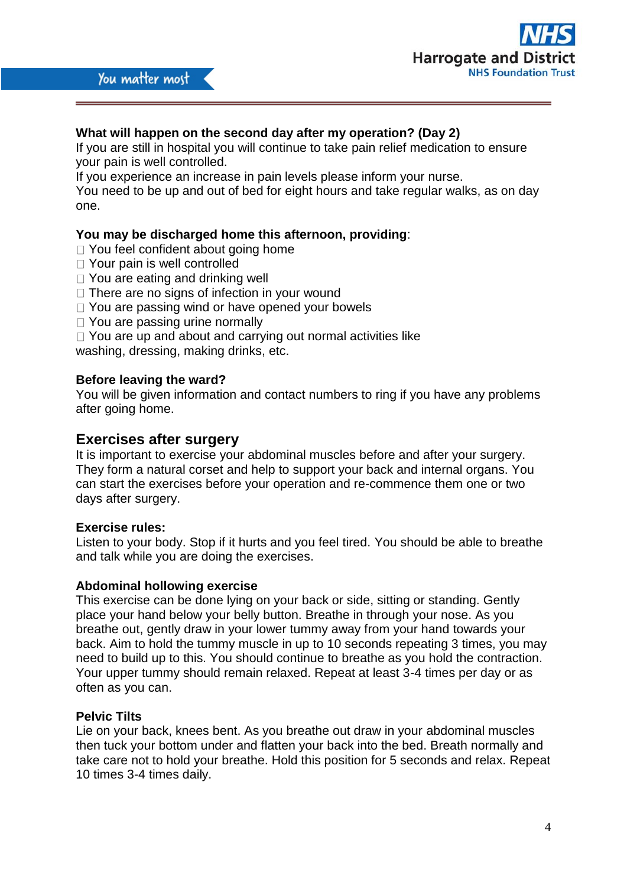**What will happen on the second day after my operation? (Day 2)**

If you are still in hospital you will continue to take pain relief medication to ensure your pain is well controlled.

If you experience an increase in pain levels please inform your nurse.

You need to be up and out of bed for eight hours and take regular walks, as on day one.

**You may be discharged home this afternoon, providing**:

- You feel confident about going home
- Your pain is well controlled
- You are eating and drinking well
- There are no signs of infection in your wound
- You are passing wind or have opened your bowels
- You are passing urine normally
- You are up and about and carrying out normal activities like washing, dressing, making drinks, etc.

**Before leaving the ward?**

You will be given information and contact numbers to ring if you have any problems after going home.

## Exercises after surgery

It is important to exercise your abdominal muscles before and after your surgery. They form a natural corset and help to support your back and internal organs. You can start the exercises before your operation and re-commence them one or two days after surgery.

**Exercise rules:**

Listen to your body. Stop if it hurts and you feel tired. You should be able to breathe and talk while you are doing the exercises.

**Abdominal hollowing exercise**

This exercise can be done lying on your back or side, sitting or standing. Gently place your hand below your belly button. Breathe in through your nose. As you breathe out, gently draw in your lower tummy away from your hand towards your back. Aim to hold the tummy muscle in up to 10 seconds repeating 3 times, you may need to build up to this. You should continue to breathe as you hold the contraction. Your upper tummy should remain relaxed. Repeat at least 3-4 times per day or as often as you can.

**Pelvic Tilts**

Lie on your back, knees bent. As you breathe out draw in your abdominal muscles then tuck your bottom under and flatten your back into the bed. Breath normally and take care not to hold your breathe. Hold this position for 5 seconds and relax. Repeat 10 times 3-4 times daily.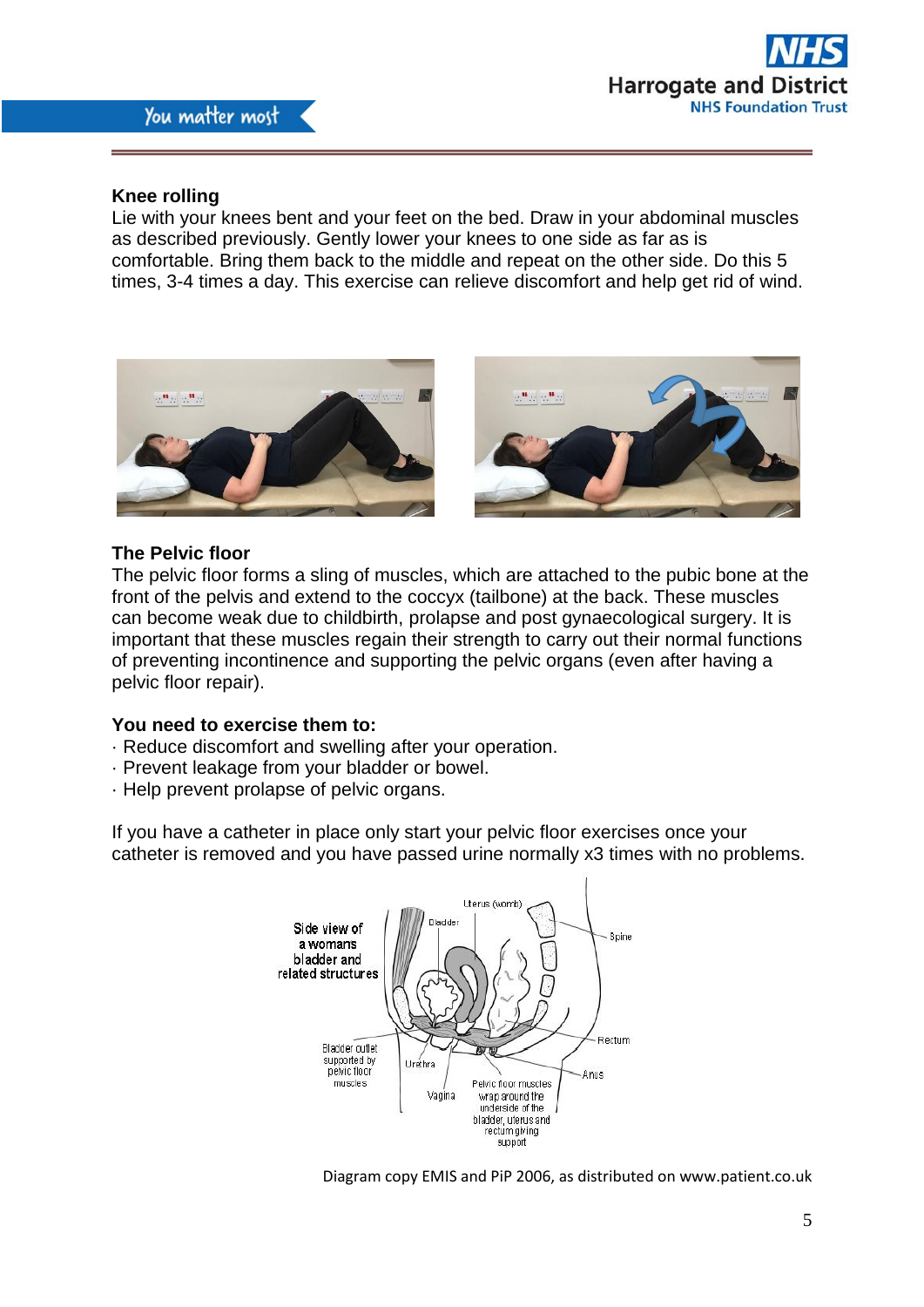**Knee rolling**

Lie with your knees bent and your feet on the bed. Draw in your abdominal muscles as described previously. Gently lower your knees to one side as far as is comfortable. Bring them back to the middle and repeat on the other side. Do this 5 times, 3-4 times a day. This exercise can relieve discomfort and help get rid of wind.

**The Pelvic floor**

The pelvic floor forms a sling of muscles, which are attached to the pubic bone at the front of the pelvis and extend to the coccyx (tailbone) at the back. These muscles can become weak due to childbirth, prolapse and post gynaecological surgery. It is important that these muscles regain their strength to carry out their normal functions of preventing incontinence and supporting the pelvic organs (even after having a pelvic floor repair).

**You need to exercise them to:**

- Reduce discomfort and swelling after your operation.
- Prevent leakage from your bladder or bowel.
- Help prevent prolapse of pelvic organs.

If you have a catheter in place only start your pelvic floor exercises once your catheter is removed and you have passed urine normally x3 times with no problems.

Diagram copy EMIS and PiP 2006, as distributed on www.patient.co.uk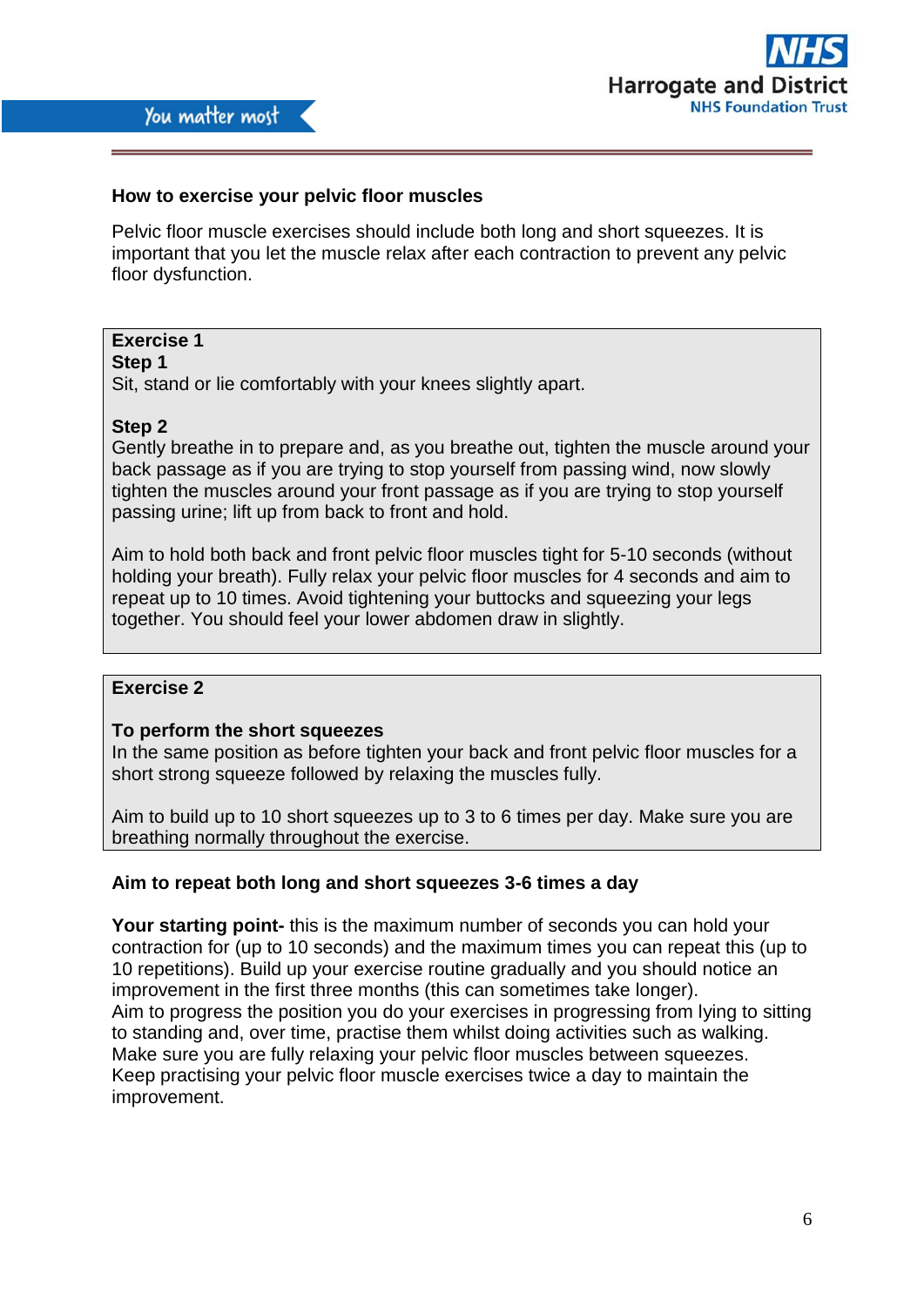## How to exercise your pelvic floor muscles

Pelvic floor muscle exercises should include both long and short squeezes. It is important that you let the muscle relax after each contraction to prevent any pelvic floor dysfunction.

### Exercise 1

**Step 1**

Sit, stand or lie comfortably with your knees slightly apart.

**Step 2**

Gently breathe in to prepare and, as you breathe out, tighten the muscle around your back passage as if you are trying to stop yourself from passing wind, now slowly tighten the muscles around your front passage as if you are trying to stop yourself passing urine; lift up from back to front and hold.

Aim to hold both back and front pelvic floor muscles tight for 5-10 seconds (without holding your breath). Fully relax your pelvic floor muscles for 4 seconds and aim to repeat up to 10 times. Avoid tightening your buttocks and squeezing your legs together. You should feel your lower abdomen draw in slightly.

### Exercise 2

**To perform the short squeezes**

In the same position as before tighten your back and front pelvic floor muscles for a short strong squeeze followed by relaxing the muscles fully.

Aim to build up to 10 short squeezes up to 3 to 6 times per day. Make sure you are breathing normally throughout the exercise.

**Aim to repeat both long and short squeezes 3-6 times a day**

**Your starting point-** this is the maximum number of seconds you can hold your contraction for (up to 10 seconds) and the maximum times you can repeat this (up to 10 repetitions). Build up your exercise routine gradually and you should notice an improvement in the first three months (this can sometimes take longer).
Aim to progress the position you do your exercises in progressing from lying to sitting to standing and, over time, practise them whilst doing activities such as walking.
Make sure you are fully relaxing your pelvic floor muscles between squeezes.
Keep practising your pelvic floor muscle exercises twice a day to maintain the improvement.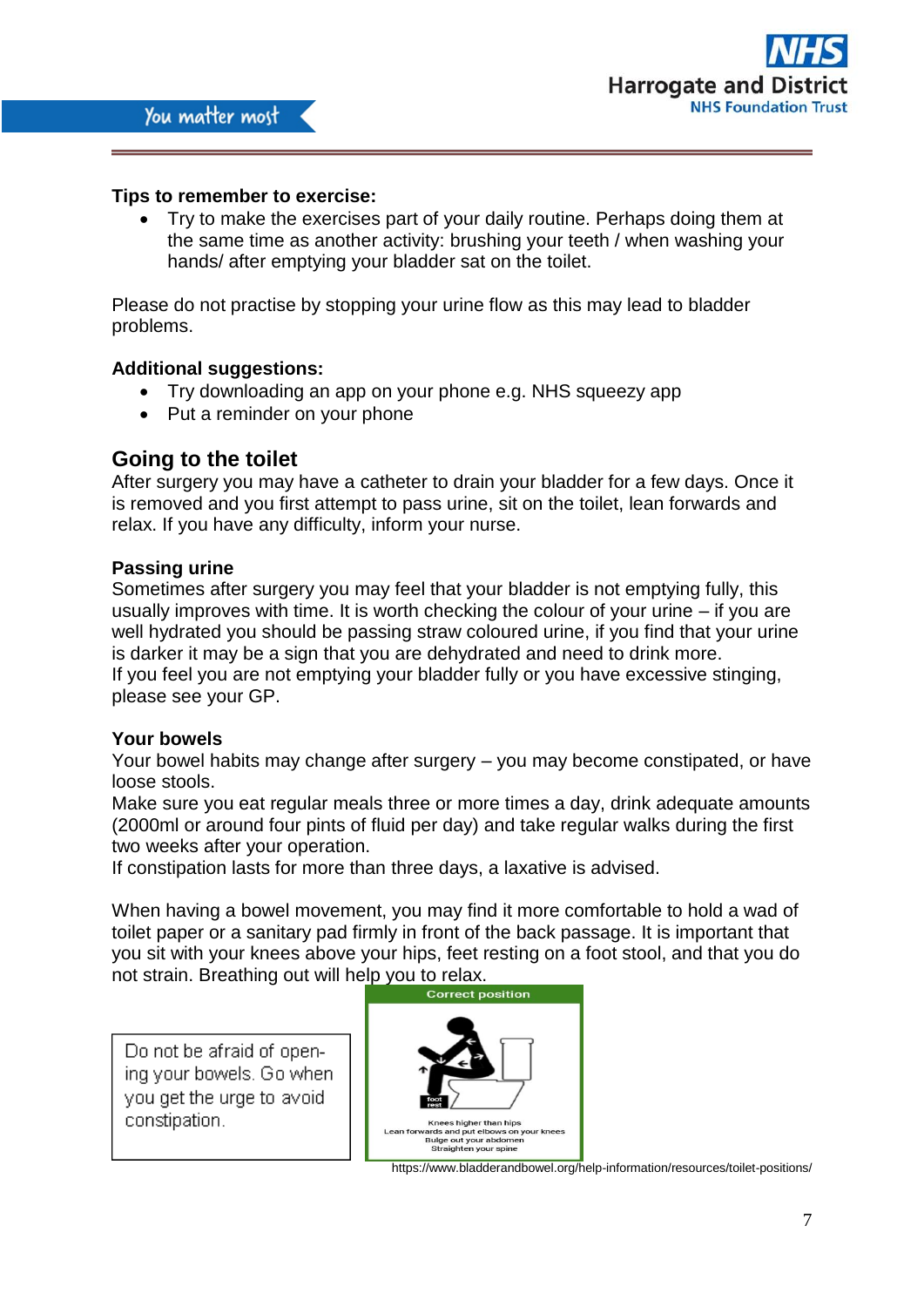**Tips to remember to exercise:**

- Try to make the exercises part of your daily routine. Perhaps doing them at the same time as another activity: brushing your teeth / when washing your hands/ after emptying your bladder sat on the toilet.

Please do not practise by stopping your urine flow as this may lead to bladder problems.

**Additional suggestions:**

- Try downloading an app on your phone e.g. NHS squeezy app
- Put a reminder on your phone

## Going to the toilet

After surgery you may have a catheter to drain your bladder for a few days. Once it is removed and you first attempt to pass urine, sit on the toilet, lean forwards and relax. If you have any difficulty, inform your nurse.

### Passing urine

Sometimes after surgery you may feel that your bladder is not emptying fully, this usually improves with time. It is worth checking the colour of your urine – if you are well hydrated you should be passing straw coloured urine, if you find that your urine is darker it may be a sign that you are dehydrated and need to drink more.
If you feel you are not emptying your bladder fully or you have excessive stinging, please see your GP.

### Your bowels

Your bowel habits may change after surgery – you may become constipated, or have loose stools.
Make sure you eat regular meals three or more times a day, drink adequate amounts (2000ml or around four pints of fluid per day) and take regular walks during the first two weeks after your operation.
If constipation lasts for more than three days, a laxative is advised.

When having a bowel movement, you may find it more comfortable to hold a wad of toilet paper or a sanitary pad firmly in front of the back passage. It is important that you sit with your knees above your hips, feet resting on a foot stool, and that you do not strain. Breathing out will help you to relax.

Do not be afraid of opening your bowels. Go when you get the urge to avoid constipation.

Correct position

Knees higher than hips
Lean forwards and put elbows on your knees
Bulge out your abdomen
Straighten your spine

https://www.bladderandbowel.org/help-information/resources/toilet-positions/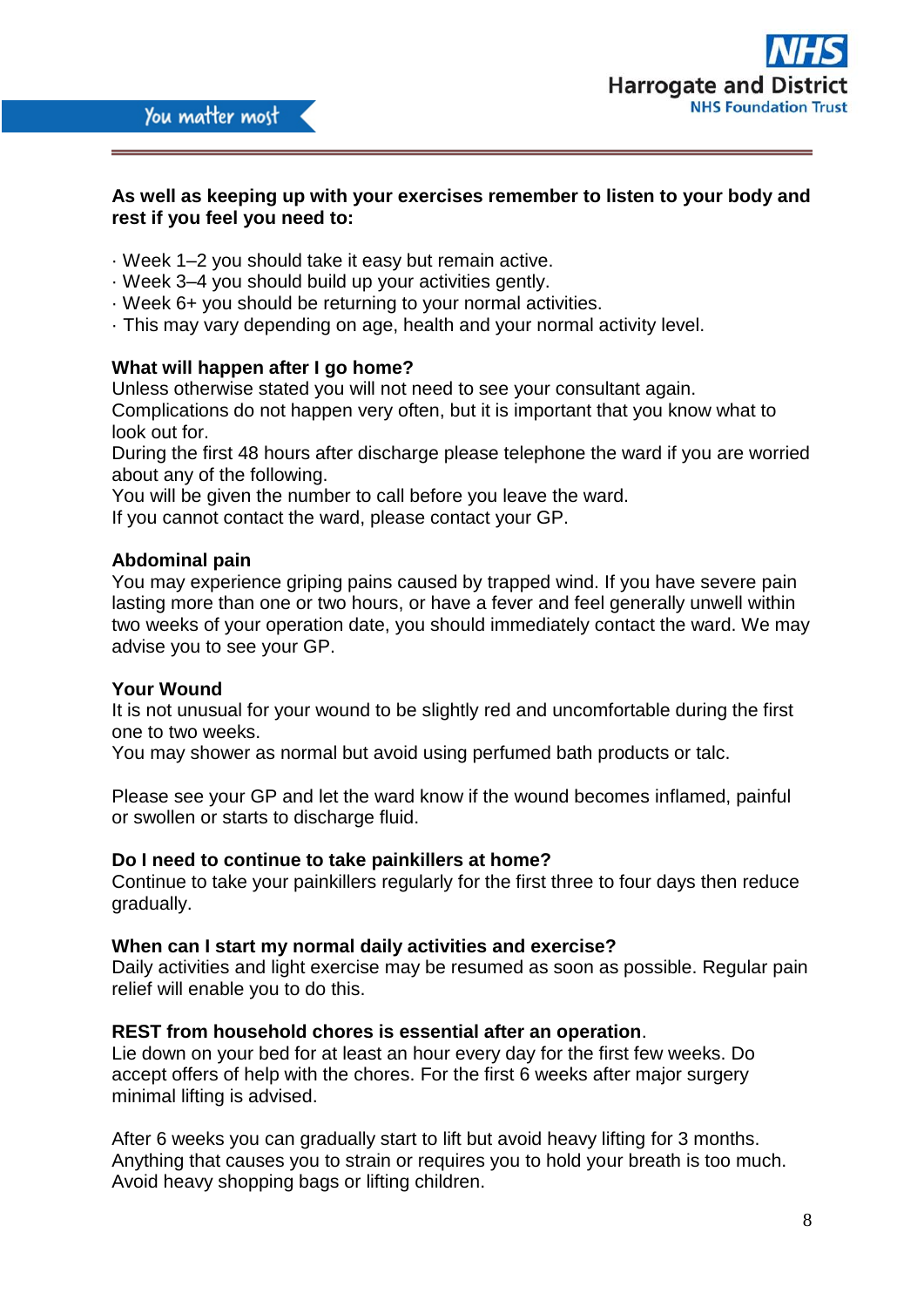**As well as keeping up with your exercises remember to listen to your body and rest if you feel you need to:**

- Week 1–2 you should take it easy but remain active.
- Week 3–4 you should build up your activities gently.
- Week 6+ you should be returning to your normal activities.
- This may vary depending on age, health and your normal activity level.

**What will happen after I go home?**

Unless otherwise stated you will not need to see your consultant again.
Complications do not happen very often, but it is important that you know what to look out for.
During the first 48 hours after discharge please telephone the ward if you are worried about any of the following.
You will be given the number to call before you leave the ward.
If you cannot contact the ward, please contact your GP.

**Abdominal pain**

You may experience griping pains caused by trapped wind. If you have severe pain lasting more than one or two hours, or have a fever and feel generally unwell within two weeks of your operation date, you should immediately contact the ward. We may advise you to see your GP.

**Your Wound**

It is not unusual for your wound to be slightly red and uncomfortable during the first one to two weeks.
You may shower as normal but avoid using perfumed bath products or talc.

Please see your GP and let the ward know if the wound becomes inflamed, painful or swollen or starts to discharge fluid.

**Do I need to continue to take painkillers at home?**

Continue to take your painkillers regularly for the first three to four days then reduce gradually.

**When can I start my normal daily activities and exercise?**

Daily activities and light exercise may be resumed as soon as possible. Regular pain relief will enable you to do this.

**REST from household chores is essential after an operation**.

Lie down on your bed for at least an hour every day for the first few weeks. Do accept offers of help with the chores. For the first 6 weeks after major surgery minimal lifting is advised.

After 6 weeks you can gradually start to lift but avoid heavy lifting for 3 months. Anything that causes you to strain or requires you to hold your breath is too much. Avoid heavy shopping bags or lifting children.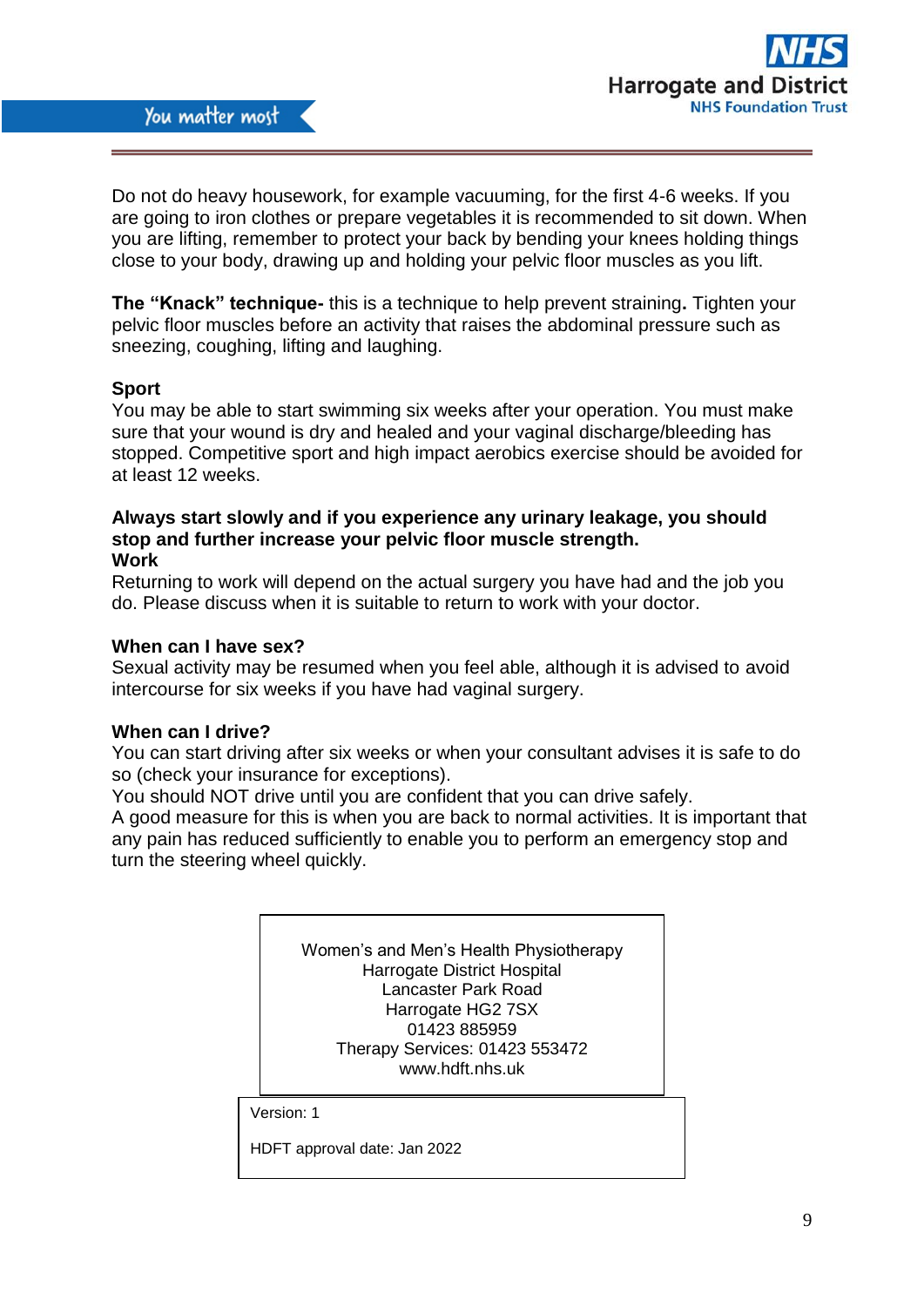Do not do heavy housework, for example vacuuming, for the first 4-6 weeks. If you are going to iron clothes or prepare vegetables it is recommended to sit down. When you are lifting, remember to protect your back by bending your knees holding things close to your body, drawing up and holding your pelvic floor muscles as you lift.

**The "Knack" technique-** this is a technique to help prevent straining**.** Tighten your pelvic floor muscles before an activity that raises the abdominal pressure such as sneezing, coughing, lifting and laughing.

**Sport**

You may be able to start swimming six weeks after your operation. You must make sure that your wound is dry and healed and your vaginal discharge/bleeding has stopped. Competitive sport and high impact aerobics exercise should be avoided for at least 12 weeks.

**Always start slowly and if you experience any urinary leakage, you should stop and further increase your pelvic floor muscle strength.**

**Work**

Returning to work will depend on the actual surgery you have had and the job you do. Please discuss when it is suitable to return to work with your doctor.

**When can I have sex?**

Sexual activity may be resumed when you feel able, although it is advised to avoid intercourse for six weeks if you have had vaginal surgery.

**When can I drive?**

You can start driving after six weeks or when your consultant advises it is safe to do so (check your insurance for exceptions).

You should NOT drive until you are confident that you can drive safely.

A good measure for this is when you are back to normal activities. It is important that any pain has reduced sufficiently to enable you to perform an emergency stop and turn the steering wheel quickly.

Women's and Men's Health Physiotherapy
Harrogate District Hospital
Lancaster Park Road
Harrogate HG2 7SX
01423 885959
Therapy Services: 01423 553472
www.hdft.nhs.uk

Version: 1

HDFT approval date: Jan 2022